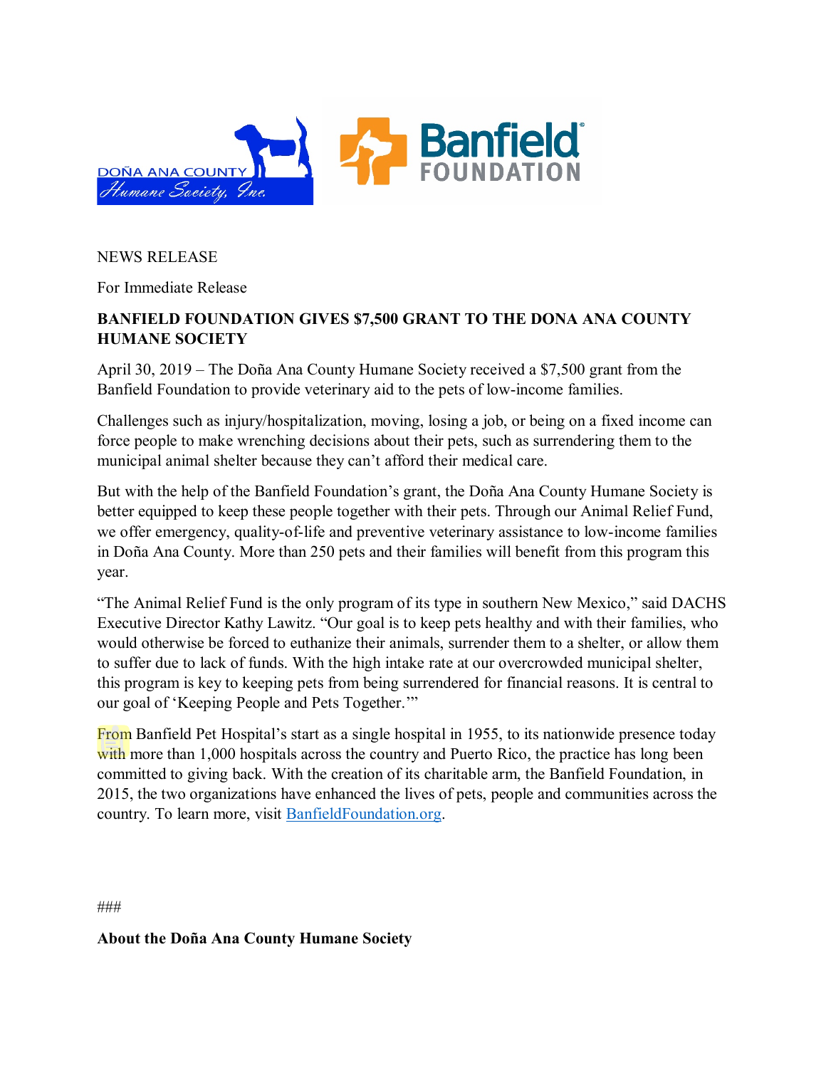DOÑA ANA COUNTY Humane Society, Inc.

Banfield FOUNDATION

NEWS RELEASE

For Immediate Release

**BANFIELD FOUNDATION GIVES $7,500 GRANT TO THE DONA ANA COUNTY HUMANE SOCIETY**

April 30, 2019 – The Doña Ana County Humane Society received a $7,500 grant from the Banfield Foundation to provide veterinary aid to the pets of low-income families.

Challenges such as injury/hospitalization, moving, losing a job, or being on a fixed income can force people to make wrenching decisions about their pets, such as surrendering them to the municipal animal shelter because they can't afford their medical care.

But with the help of the Banfield Foundation's grant, the Doña Ana County Humane Society is better equipped to keep these people together with their pets. Through our Animal Relief Fund, we offer emergency, quality-of-life and preventive veterinary assistance to low-income families in Doña Ana County. More than 250 pets and their families will benefit from this program this year.

"The Animal Relief Fund is the only program of its type in southern New Mexico," said DACHS Executive Director Kathy Lawitz. "Our goal is to keep pets healthy and with their families, who would otherwise be forced to euthanize their animals, surrender them to a shelter, or allow them to suffer due to lack of funds. With the high intake rate at our overcrowded municipal shelter, this program is key to keeping pets from being surrendered for financial reasons. It is central to our goal of 'Keeping People and Pets Together.'"

From Banfield Pet Hospital's start as a single hospital in 1955, to its nationwide presence today with more than 1,000 hospitals across the country and Puerto Rico, the practice has long been committed to giving back. With the creation of its charitable arm, the Banfield Foundation, in 2015, the two organizations have enhanced the lives of pets, people and communities across the country. To learn more, visit BanfieldFoundation.org.

###

**About the Doña Ana County Humane Society**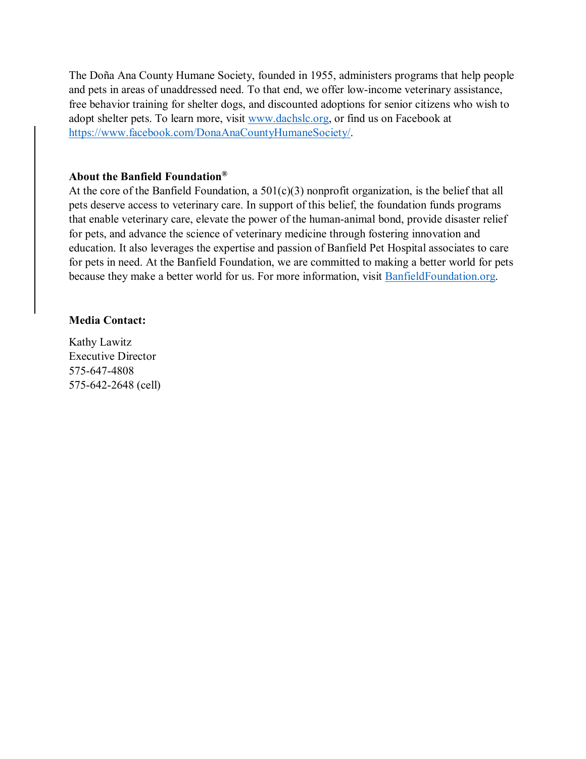The Doña Ana County Humane Society, founded in 1955, administers programs that help people and pets in areas of unaddressed need. To that end, we offer low-income veterinary assistance, free behavior training for shelter dogs, and discounted adoptions for senior citizens who wish to adopt shelter pets. To learn more, visit www.dachslc.org, or find us on Facebook at https://www.facebook.com/DonaAnaCountyHumaneSociety/.

**About the Banfield Foundation®**

At the core of the Banfield Foundation, a 501(c)(3) nonprofit organization, is the belief that all pets deserve access to veterinary care. In support of this belief, the foundation funds programs that enable veterinary care, elevate the power of the human-animal bond, provide disaster relief for pets, and advance the science of veterinary medicine through fostering innovation and education. It also leverages the expertise and passion of Banfield Pet Hospital associates to care for pets in need. At the Banfield Foundation, we are committed to making a better world for pets because they make a better world for us. For more information, visit BanfieldFoundation.org.

**Media Contact:**

Kathy Lawitz
Executive Director
575-647-4808
575-642-2648 (cell)